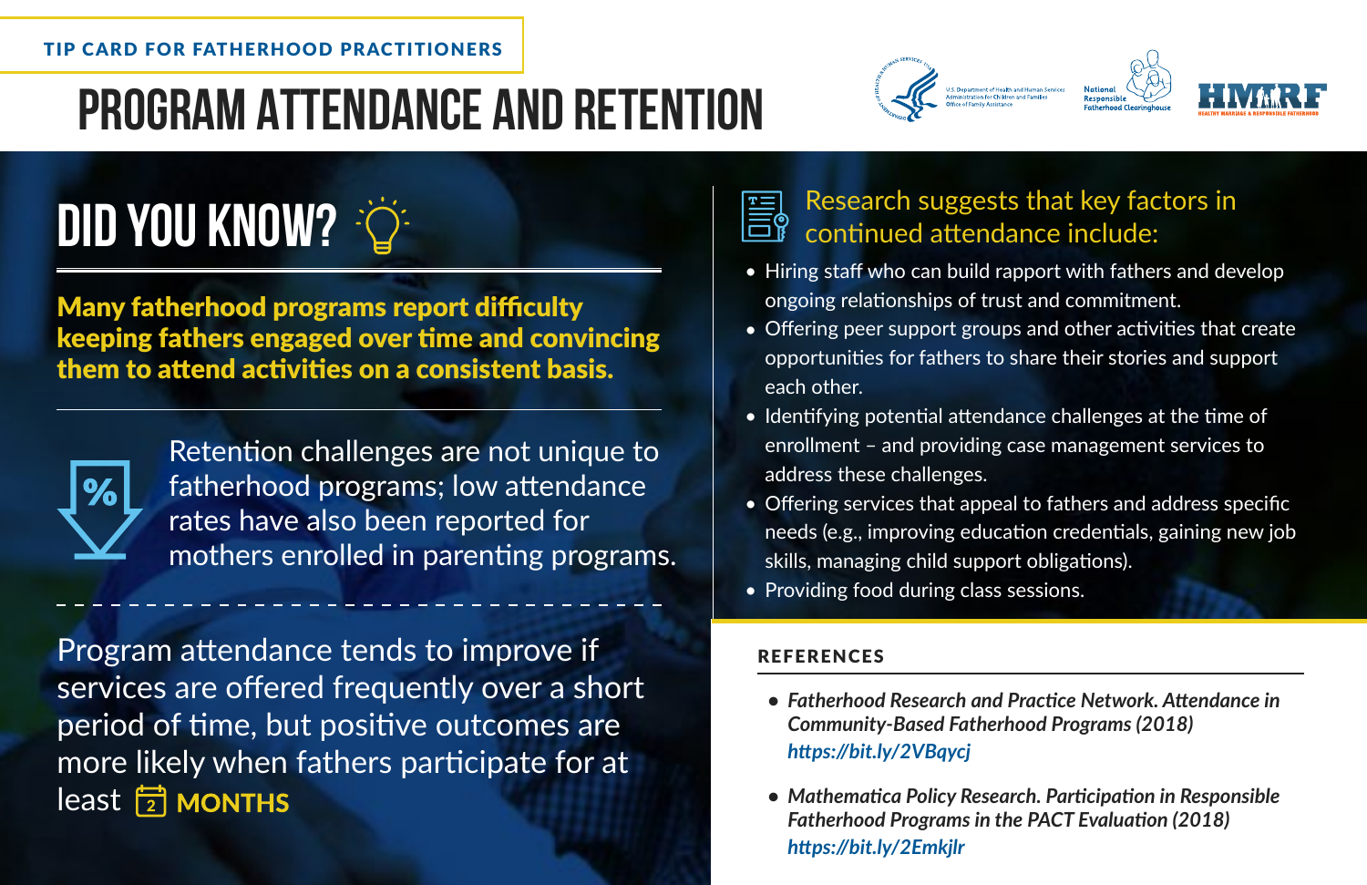TIP CARD FOR FATHERHOOD PRACTITIONERS

# PROGRAM ATTENDANCE AND RETENTION

U.S. Department of Health and Human Services, Administration for Children and Families, Office of Family Assistance

National Responsible Fatherhood Clearinghouse

HMRF — HEALTHY MARRIAGE & RESPONSIBLE FATHERHOOD

## DID YOU KNOW?

**Many fatherhood programs report difficulty keeping fathers engaged over time and convincing them to attend activities on a consistent basis.**

Retention challenges are not unique to fatherhood programs; low attendance rates have also been reported for mothers enrolled in parenting programs.

Program attendance tends to improve if services are offered frequently over a short period of time, but positive outcomes are more likely when fathers participate for at least 2 **MONTHS**

## Research suggests that key factors in continued attendance include:

- Hiring staff who can build rapport with fathers and develop ongoing relationships of trust and commitment.
- Offering peer support groups and other activities that create opportunities for fathers to share their stories and support each other.
- Identifying potential attendance challenges at the time of enrollment – and providing case management services to address these challenges.
- Offering services that appeal to fathers and address specific needs (e.g., improving education credentials, gaining new job skills, managing child support obligations).
- Providing food during class sessions.

### REFERENCES

- *Fatherhood Research and Practice Network. Attendance in Community-Based Fatherhood Programs (2018)*
  *https://bit.ly/2VBqycj*
- *Mathematica Policy Research. Participation in Responsible Fatherhood Programs in the PACT Evaluation (2018)*
  *https://bit.ly/2Emkjlr*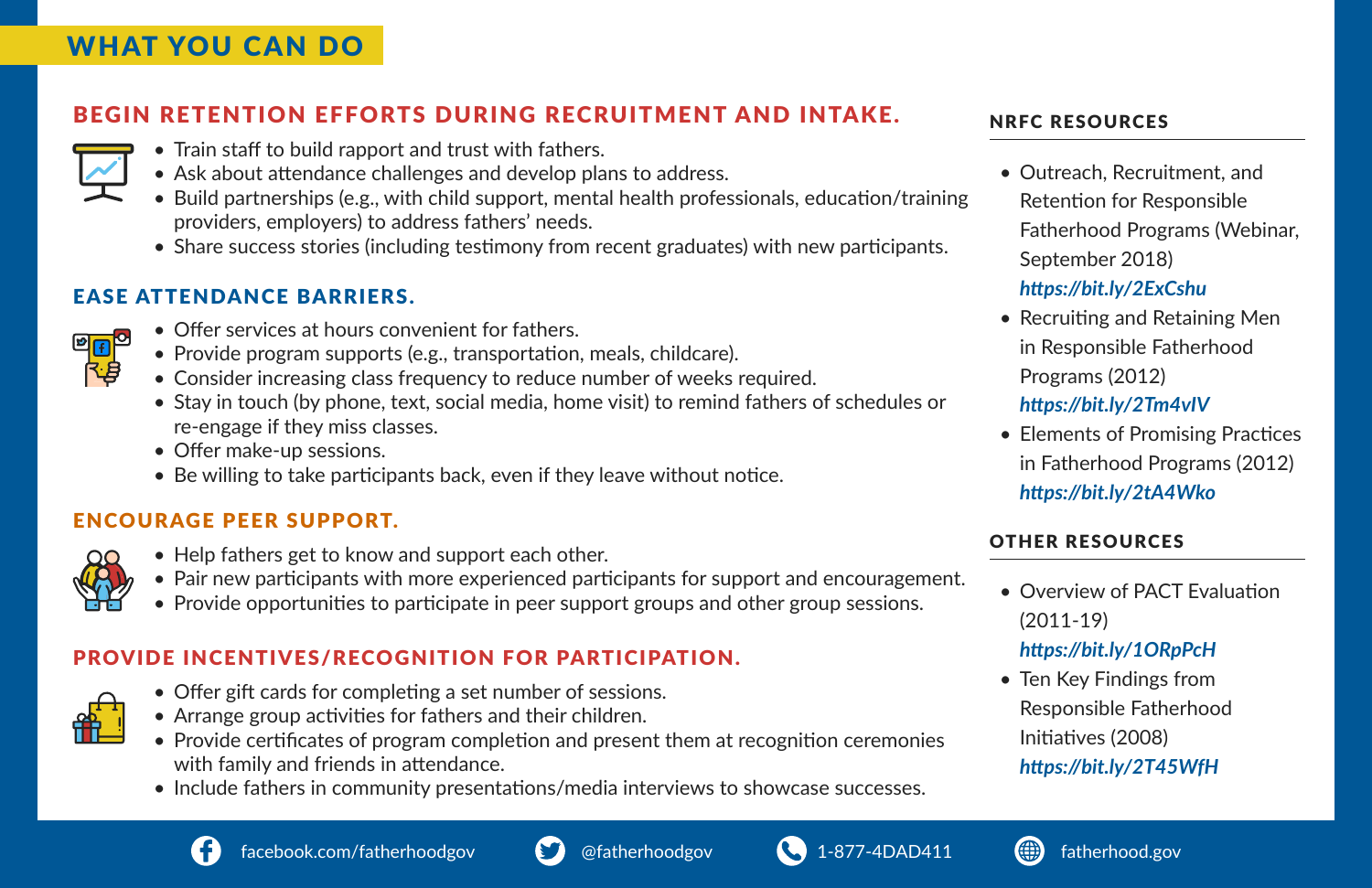## WHAT YOU CAN DO

### BEGIN RETENTION EFFORTS DURING RECRUITMENT AND INTAKE.

- Train staff to build rapport and trust with fathers.
- Ask about attendance challenges and develop plans to address.
- Build partnerships (e.g., with child support, mental health professionals, education/training providers, employers) to address fathers' needs.
- Share success stories (including testimony from recent graduates) with new participants.

### EASE ATTENDANCE BARRIERS.

- Offer services at hours convenient for fathers.
- Provide program supports (e.g., transportation, meals, childcare).
- Consider increasing class frequency to reduce number of weeks required.
- Stay in touch (by phone, text, social media, home visit) to remind fathers of schedules or re-engage if they miss classes.
- Offer make-up sessions.
- Be willing to take participants back, even if they leave without notice.

### ENCOURAGE PEER SUPPORT.

- Help fathers get to know and support each other.
- Pair new participants with more experienced participants for support and encouragement.
- Provide opportunities to participate in peer support groups and other group sessions.

### PROVIDE INCENTIVES/RECOGNITION FOR PARTICIPATION.

- Offer gift cards for completing a set number of sessions.
- Arrange group activities for fathers and their children.
- Provide certificates of program completion and present them at recognition ceremonies with family and friends in attendance.
- Include fathers in community presentations/media interviews to showcase successes.

### NRFC RESOURCES

- Outreach, Recruitment, and Retention for Responsible Fatherhood Programs (Webinar, September 2018) ***https://bit.ly/2ExCshu***
- Recruiting and Retaining Men in Responsible Fatherhood Programs (2012) ***https://bit.ly/2Tm4vlV***
- Elements of Promising Practices in Fatherhood Programs (2012) ***https://bit.ly/2tA4Wko***

### OTHER RESOURCES

- Overview of PACT Evaluation (2011-19) ***https://bit.ly/1ORpPcH***
- Ten Key Findings from Responsible Fatherhood Initiatives (2008) ***https://bit.ly/2T45WfH***

facebook.com/fatherhoodgov | @fatherhoodgov | 1-877-4DAD411 | fatherhood.gov